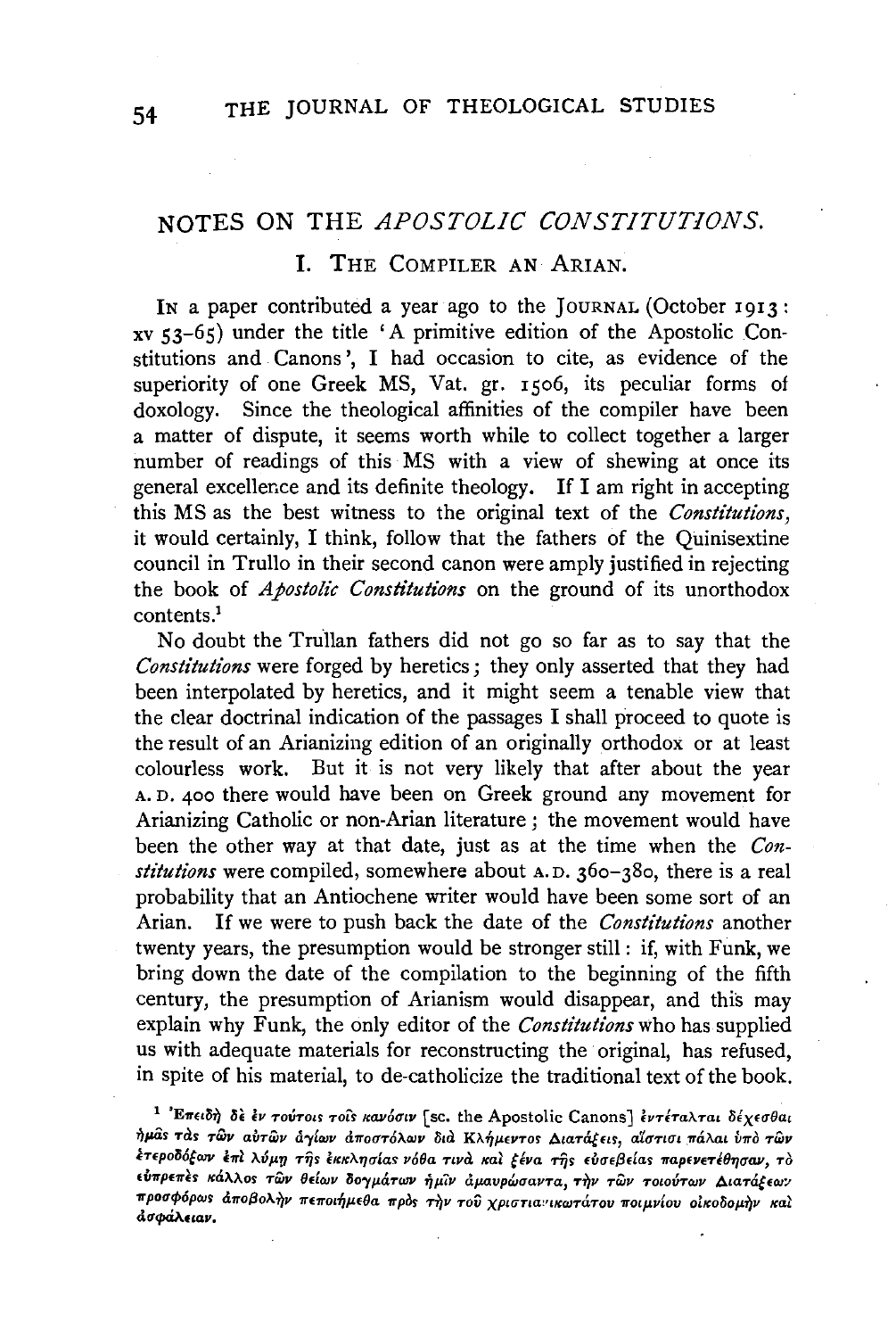# NOTES ON THE *APOSTOLIC CONSTITUTIONS.*

## I. THE COMPILER AN ARIAN.

IN a paper contributed a year ago to the JOURNAL (October 1913: xv 53–65) under the title 'A primitive edition of the Apostolic Constitutions and Canons', I had occasion to cite, as evidence of the superiority of one Greek MS, Vat. gr. 1506, its peculiar forms of doxology. Since the theological affinities of the compiler have been a matter of dispute, it seems worth while to collect together a larger number of readings of this MS with a view of shewing at once its general excellence and its definite theology. If I am right in accepting this MS as the best witness to the original text of the *Constitutions*, it would certainly, I think, follow that the fathers of the Quinisextine council in Trullo in their second canon were amply justified in rejecting the book of *Apostolic Constitutions* on the ground of its unorthodox contents.[1]

No doubt the Trullan fathers did not go so far as to say that the *Constitutions* were forged by heretics; they only asserted that they had been interpolated by heretics, and it might seem a tenable view that the clear doctrinal indication of the passages I shall proceed to quote is the result of an Arianizing edition of an originally orthodox or at least colourless work. But it is not very likely that after about the year A.D. 400 there would have been on Greek ground any movement for Arianizing Catholic or non-Arian literature; the movement would have been the other way at that date, just as at the time when the *Constitutions* were compiled, somewhere about A.D. 360–380, there is a real probability that an Antiochene writer would have been some sort of an Arian. If we were to push back the date of the *Constitutions* another twenty years, the presumption would be stronger still: if, with Funk, we bring down the date of the compilation to the beginning of the fifth century, the presumption of Arianism would disappear, and this may explain why Funk, the only editor of the *Constitutions* who has supplied us with adequate materials for reconstructing the original, has refused, in spite of his material, to de-catholicize the traditional text of the book.

[1] Ἐπειδὴ δὲ ἐν τούτοις τοῖς κανόσιν [sc. the Apostolic Canons] ἐντέταλται δέχεσθαι ἡμᾶς τὰς τῶν αὐτῶν ἁγίων ἀποστόλων διὰ Κλήμεντος Διατάξεις, αἷστισι πάλαι ὑπὸ τῶν ἑτεροδόξων ἐπὶ λύμῃ τῆς ἐκκλησίας νόθα τινὰ καὶ ξένα τῆς εὐσεβείας παρενετέθησαν, τὸ εὐπρεπὲς κάλλος τῶν θείων δογμάτων ἡμῖν ἀμαυρώσαντα, τὴν τῶν τοιούτων Διατάξεων προσφόρως ἀποβολὴν πεποιήμεθα πρὸς τὴν τοῦ χριστιανικωτάτου ποιμνίου οἰκοδομὴν καὶ ἀσφάλειαν.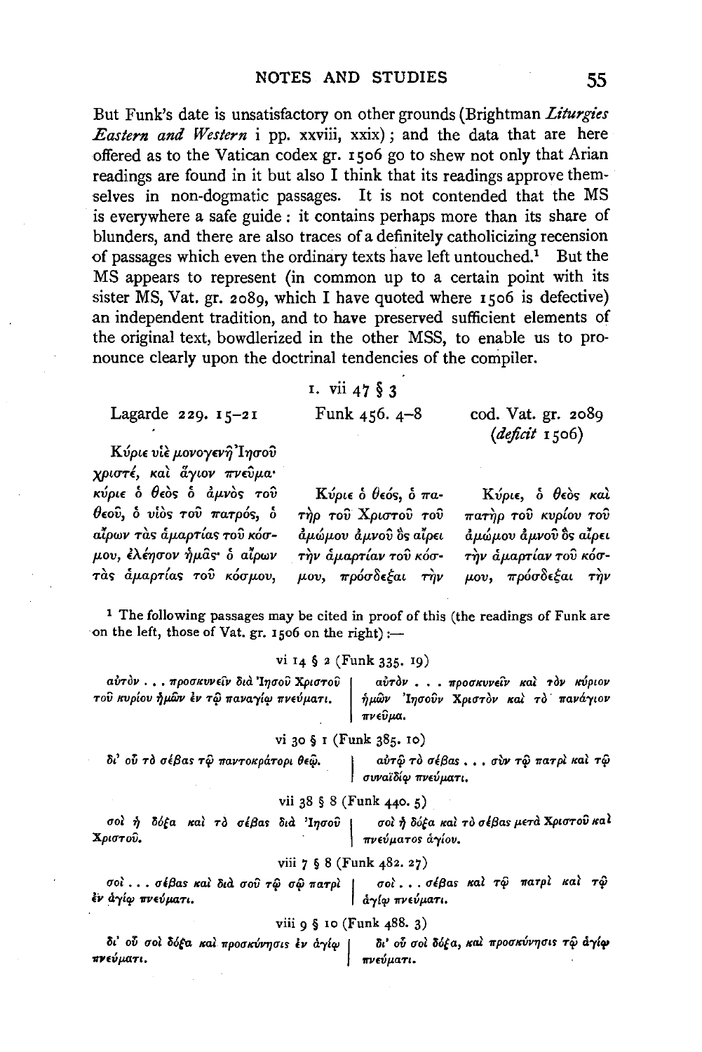But Funk's date is unsatisfactory on other grounds (Brightman *Liturgies Eastern and Western* i pp. xxviii, xxix); and the data that are here offered as to the Vatican codex gr. 1506 go to shew not only that Arian readings are found in it but also I think that its readings approve themselves in non-dogmatic passages. It is not contended that the MS is everywhere a safe guide: it contains perhaps more than its share of blunders, and there are also traces of a definitely catholicizing recension of passages which even the ordinary texts have left untouched.[1] But the MS appears to represent (in common up to a certain point with its sister MS, Vat. gr. 2089, which I have quoted where 1506 is defective) an independent tradition, and to have preserved sufficient elements of the original text, bowdlerized in the other MSS, to enable us to pronounce clearly upon the doctrinal tendencies of the compiler.

1. vii 47 § 3

| Lagarde 229. 15–21 | Funk 456. 4–8 | cod. Vat. gr. 2089 (*deficit* 1506) |
|---|---|---|
| Κύριε υἱὲ μονογενῆ Ἰησοῦ χριστέ, καὶ ἅγιον πνεῦμα· κύριε ὁ θεὸς ὁ ἀμνὸς τοῦ θεοῦ, ὁ υἱὸς τοῦ πατρός, ὁ αἴρων τὰς ἁμαρτίας τοῦ κόσμου, ἐλέησον ἡμᾶς· ὁ αἴρων τὰς ἁμαρτίας τοῦ κόσμου, | Κύριε ὁ θεός, ὁ πατὴρ τοῦ Χριστοῦ τοῦ ἀμώμου ἀμνοῦ ὃς αἴρει τὴν ἁμαρτίαν τοῦ κόσμου, πρόσδεξαι τὴν | Κύριε, ὁ θεὸς καὶ πατὴρ τοῦ κυρίου τοῦ ἀμώμου ἀμνοῦ ὃς αἴρει τὴν ἁμαρτίαν τοῦ κόσμου, πρόσδεξαι τὴν |

[1] The following passages may be cited in proof of this (the readings of Funk are on the left, those of Vat. gr. 1506 on the right):—

vi 14 § 2 (Funk 335. 19)

| Funk | Vat. gr. 1506 |
|---|---|
| αὐτὸν . . . προσκυνεῖν διὰ Ἰησοῦ Χριστοῦ τοῦ κυρίου ἡμῶν ἐν τῷ παναγίῳ πνεύματι. | αὐτὸν . . . προσκυνεῖν καὶ τὸν κύριον ἡμῶν Ἰησοῦν Χριστὸν καὶ τὸ πανάγιον πνεῦμα. |

vi 30 § 1 (Funk 385. 10)

| Funk | Vat. gr. 1506 |
|---|---|
| δι' οὗ τὸ σέβας τῷ παντοκράτορι θεῷ. | αὐτῷ τὸ σέβας . . . σὺν τῷ πατρὶ καὶ τῷ συναϊδίῳ πνεύματι. |

vii 38 § 8 (Funk 440. 5)

| Funk | Vat. gr. 1506 |
|---|---|
| σοὶ ἡ δόξα καὶ τὸ σέβας διὰ Ἰησοῦ Χριστοῦ. | σοὶ ἡ δόξα καὶ τὸ σέβας μετὰ Χριστοῦ καὶ πνεύματος ἁγίου. |

viii 7 § 8 (Funk 482. 27)

| Funk | Vat. gr. 1506 |
|---|---|
| σοὶ . . . σέβας καὶ διὰ σοῦ τῷ σῷ πατρὶ ἐν ἁγίῳ πνεύματι. | σοὶ . . . σέβας καὶ τῷ πατρὶ καὶ τῷ ἁγίῳ πνεύματι. |

viii 9 § 10 (Funk 488. 3)

| Funk | Vat. gr. 1506 |
|---|---|
| δι' οὗ σοὶ δόξα καὶ προσκύνησις ἐν ἁγίῳ πνεύματι. | δι' οὗ σοὶ δόξα, καὶ προσκύνησις τῷ ἁγίῳ πνεύματι. |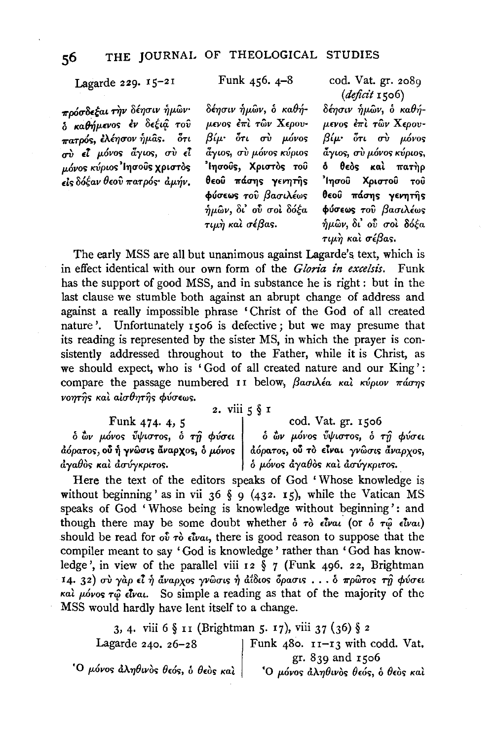| Lagarde 229. 15–21 | Funk 456. 4–8 | cod. Vat. gr. 2089 (*deficit* 1506) |
| --- | --- | --- |
| πρόσδεξαι τὴν δέησιν ἡμῶν· ὁ καθήμενος ἐν δεξιᾷ τοῦ πατρός, ἐλέησον ἡμᾶς. ὅτι σὺ εἶ μόνος ἅγιος, σὺ εἶ μόνος κύριος Ἰησοῦς χριστὸς εἰς δόξαν θεοῦ πατρός· ἀμήν. | δέησιν ἡμῶν, ὁ καθήμενος ἐπὶ τῶν Χερουβίμ· ὅτι σὺ μόνος ἅγιος, σὺ μόνος κύριος Ἰησοῦς, Χριστὸς τοῦ θεοῦ πάσης γενητῆς φύσεως τοῦ βασιλέως ἡμῶν, δι᾽ οὗ σοὶ δόξα τιμὴ καὶ σέβας. | δέησιν ἡμῶν, ὁ καθήμενος ἐπὶ τῶν Χερουβίμ· ὅτι σὺ μόνος ἅγιος, σὺ μόνος κύριος, ὁ θεὸς καὶ πατὴρ Ἰησοῦ Χριστοῦ τοῦ θεοῦ πάσης γενητῆς φύσεως τοῦ βασιλέως ἡμῶν, δι᾽ οὗ σοὶ δόξα τιμὴ καὶ σέβας. |

The early MSS are all but unanimous against Lagarde's text, which is in effect identical with our own form of the *Gloria in excelsis*. Funk has the support of good MSS, and in substance he is right: but in the last clause we stumble both against an abrupt change of address and against a really impossible phrase 'Christ of the God of all created nature'. Unfortunately 1506 is defective; but we may presume that its reading is represented by the sister MS, in which the prayer is consistently addressed throughout to the Father, while it is Christ, as we should expect, who is 'God of all created nature and our King': compare the passage numbered 11 below, βασιλέα καὶ κύριον πάσης νοητῆς καὶ αἰσθητῆς φύσεως.

2. viii 5 § 1

| Funk 474. 4, 5 | cod. Vat. gr. 1506 |
| --- | --- |
| ὁ ὢν μόνος ὕψιστος, ὁ τῇ φύσει ἀόρατος, οὗ ἡ γνῶσις ἄναρχος, ὁ μόνος ἀγαθὸς καὶ ἀσύγκριτος. | ὁ ὢν μόνος ὕψιστος, ὁ τῇ φύσει ἀόρατος, οὗ τὸ εἶναι γνῶσις ἄναρχος, ὁ μόνος ἀγαθὸς καὶ ἀσύγκριτος. |

Here the text of the editors speaks of God 'Whose knowledge is without beginning' as in vii 36 § 9 (432. 15), while the Vatican MS speaks of God 'Whose being is knowledge without beginning': and though there may be some doubt whether ὁ τὸ εἶναι (or ὁ τῷ εἶναι) should be read for οὗ τὸ εἶναι, there is good reason to suppose that the compiler meant to say 'God is knowledge' rather than 'God has knowledge', in view of the parallel viii 12 § 7 (Funk 496. 22, Brightman 14. 32) σὺ γὰρ εἶ ἡ ἄναρχος γνῶσις ἡ ἀΐδιος ὅρασις . . . ὁ πρῶτος τῇ φύσει καὶ μόνος τῷ εἶναι. So simple a reading as that of the majority of the MSS would hardly have lent itself to a change.

3, 4. viii 6 § 11 (Brightman 5. 17), viii 37 (36) § 2

| Lagarde 240. 26–28 | Funk 480. 11–13 with codd. Vat. gr. 839 and 1506 |
| --- | --- |
| Ὁ μόνος ἀληθινὸς θεός, ὁ θεὸς καὶ | Ὁ μόνος ἀληθινὸς θεός, ὁ θεὸς καὶ |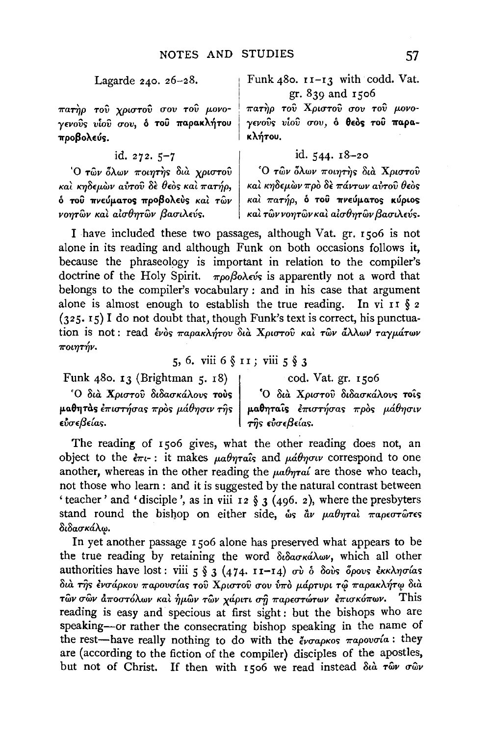| Lagarde 240. 26–28. | Funk 480. 11–13 with codd. Vat. gr. 839 and 1506 |
|---|---|
| πατὴρ τοῦ χριστοῦ σου τοῦ μονογενοῦς υἱοῦ σου, **ὁ τοῦ παρακλήτου προβολεύς.** | πατὴρ τοῦ Χριστοῦ σου τοῦ μονογενοῦς υἱοῦ σου, **ὁ θεὸς τοῦ παρακλήτου.** |
| id. 272. 5–7 | id. 544. 18–20 |
| Ὁ τῶν ὅλων ποιητὴς διὰ χριστοῦ καὶ κηδεμὼν αὐτοῦ δὲ θεὸς καὶ πατήρ, **ὁ τοῦ πνεύματος προβολεὺς** καὶ τῶν νοητῶν καὶ αἰσθητῶν βασιλεύς. | Ὁ τῶν ὅλων ποιητὴς διὰ Χριστοῦ καὶ κηδεμὼν πρὸ δὲ πάντων αὐτοῦ θεὸς καὶ πατήρ, **ὁ τοῦ πνεύματος κύριος** καὶ τῶν νοητῶν καὶ αἰσθητῶν βασιλεύς. |

I have included these two passages, although Vat. gr. 1506 is not alone in its reading and although Funk on both occasions follows it, because the phraseology is important in relation to the compiler's doctrine of the Holy Spirit. προβολεύς is apparently not a word that belongs to the compiler's vocabulary: and in his case that argument alone is almost enough to establish the true reading. In vi 11 § 2 (325. 15) I do not doubt that, though Funk's text is correct, his punctuation is not: read ἑνὸς παρακλήτου διὰ Χριστοῦ καὶ τῶν ἄλλων ταγμάτων ποιητήν.

5, 6. viii 6 § 11; viii 5 § 3

| Funk 480. 13 (Brightman 5. 18) | cod. Vat. gr. 1506 |
|---|---|
| Ὁ διὰ Χριστοῦ διδασκάλους **τοὺς μαθητὰς** ἐπιστήσας πρὸς μάθησιν τῆς εὐσεβείας. | Ὁ διὰ Χριστοῦ διδασκάλους **τοῖς μαθηταῖς** ἐπιστήσας πρὸς μάθησιν τῆς εὐσεβείας. |

The reading of 1506 gives, what the other reading does not, an object to the ἐπι-: it makes μαθηταῖς and μάθησιν correspond to one another, whereas in the other reading the μαθηταί are those who teach, not those who learn: and it is suggested by the natural contrast between 'teacher' and 'disciple', as in viii 12 § 3 (496. 2), where the presbyters stand round the bishop on either side, ὡς ἂν μαθηταὶ παρεστῶτες διδασκάλῳ.

In yet another passage 1506 alone has preserved what appears to be the true reading by retaining the word διδασκάλων, which all other authorities have lost: viii 5 § 3 (474. 11–14) σὺ ὁ δοὺς ὅρους ἐκκλησίας διὰ τῆς ἐνσάρκου παρουσίας τοῦ Χριστοῦ σου ὑπὸ μάρτυρι τῷ παρακλήτῳ διὰ τῶν σῶν ἀποστόλων καὶ ἡμῶν τῶν χάριτι σῇ παρεστώτων ἐπισκόπων. This reading is easy and specious at first sight: but the bishops who are speaking—or rather the consecrating bishop speaking in the name of the rest—have really nothing to do with the ἔνσαρκος παρουσία: they are (according to the fiction of the compiler) disciples of the apostles, but not of Christ. If then with 1506 we read instead διὰ τῶν σῶν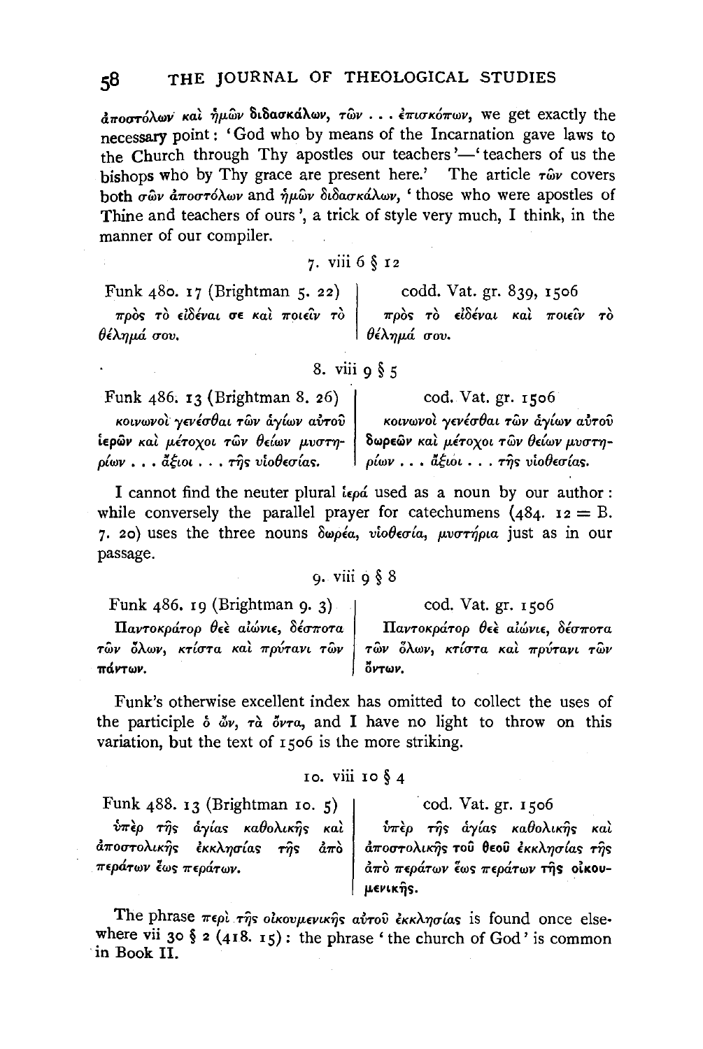ἀποστόλων καὶ ἡμῶν διδασκάλων, τῶν . . . ἐπισκόπων, we get exactly the necessary point: 'God who by means of the Incarnation gave laws to the Church through Thy apostles our teachers'—'teachers of us the bishops who by Thy grace are present here.' The article τῶν covers both σῶν ἀποστόλων and ἡμῶν διδασκάλων, 'those who were apostles of Thine and teachers of ours', a trick of style very much, I think, in the manner of our compiler.

7. viii 6 § 12

| Funk 480. 17 (Brightman 5. 22) | codd. Vat. gr. 839, 1506 |
|---|---|
| πρὸς τὸ εἰδέναι σε καὶ ποιεῖν τὸ θέλημά σου. | πρὸς τὸ εἰδέναι καὶ ποιεῖν τὸ θέλημά σου. |

8. viii 9 § 5

| Funk 486. 13 (Brightman 8. 26) | cod. Vat. gr. 1506 |
|---|---|
| κοινωνοὶ γενέσθαι τῶν ἁγίων αὐτοῦ ἱερῶν καὶ μέτοχοι τῶν θείων μυστηρίων . . . ἄξιοι . . . τῆς υἱοθεσίας. | κοινωνοὶ γενέσθαι τῶν ἁγίων αὐτοῦ **δωρεῶν** καὶ μέτοχοι τῶν θείων μυστηρίων . . . ἄξιοι . . . τῆς υἱοθεσίας. |

I cannot find the neuter plural ἱερά used as a noun by our author: while conversely the parallel prayer for catechumens (484. 12 = B. 7. 20) uses the three nouns δωρέα, υἱοθεσία, μυστήρια just as in our passage.

9. viii 9 § 8

| Funk 486. 19 (Brightman 9. 3) | cod. Vat. gr. 1506 |
|---|---|
| Παντοκράτορ θεὲ αἰώνιε, δέσποτα τῶν ὅλων, κτίστα καὶ πρύτανι τῶν πάντων. | Παντοκράτορ θεὲ αἰώνιε, δέσποτα τῶν ὅλων, κτίστα καὶ πρύτανι τῶν ὄντων. |

Funk's otherwise excellent index has omitted to collect the uses of the participle ὁ ὤν, τὰ ὄντα, and I have no light to throw on this variation, but the text of 1506 is the more striking.

10. viii 10 § 4

| Funk 488. 13 (Brightman 10. 5) | cod. Vat. gr. 1506 |
|---|---|
| ὑπὲρ τῆς ἁγίας καθολικῆς καὶ ἀποστολικῆς ἐκκλησίας τῆς ἀπὸ περάτων ἕως περάτων. | ὑπὲρ τῆς ἁγίας καθολικῆς καὶ ἀποστολικῆς **τοῦ θεοῦ** ἐκκλησίας τῆς ἀπὸ περάτων ἕως περάτων **τῆς οἰκουμενικῆς**. |

The phrase περὶ τῆς οἰκουμενικῆς αὐτοῦ ἐκκλησίας is found once elsewhere vii 30 § 2 (418. 15): the phrase 'the church of God' is common in Book II.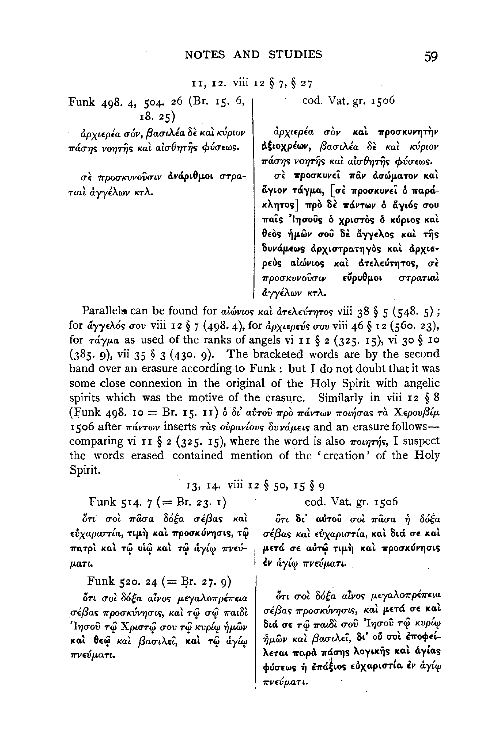11, 12. viii 12 § 7, § 27

| Funk 498. 4, 504. 26 (Br. 15. 6, 18. 25) | cod. Vat. gr. 1506 |
| --- | --- |
| ἀρχιερέα σόν, βασιλέα δὲ καὶ κύριον πάσης νοητῆς καὶ αἰσθητῆς φύσεως. | ἀρχιερέα σὸν **καὶ προσκυνητὴν ἀξιοχρέων,** βασιλέα δὲ καὶ κύριον πάσης νοητῆς καὶ αἰσθητῆς φύσεως. |
| σὲ προσκυνοῦσιν ἀνάριθμοι στρατιαὶ ἀγγέλων κτλ. | σὲ **προσκυνεῖ πᾶν ἀσώματον καὶ ἅγιον τάγμα,** [**σὲ προσκυνεῖ ὁ παράκλητος**] **πρὸ δὲ πάντων ὁ ἅγιός σου παῖς Ἰησοῦς ὁ χριστὸς ὁ κύριος καὶ θεὸς ἡμῶν σοῦ δὲ ἄγγελος καὶ τῆς δυνάμεως ἀρχιστρατηγὸς καὶ ἀρχιερεὺς αἰώνιος καὶ ἀτελεύτητος,** σὲ προσκυνοῦσιν **εὔρυθμοι** στρατιαὶ ἀγγέλων κτλ. |

Parallels can be found for *αἰώνιος καὶ ἀτελεύτητος* viii 38 § 5 (548. 5); for *ἄγγελός σου* viii 12 § 7 (498. 4), for *ἀρχιερεύς σου* viii 46 § 12 (560. 23), for *τάγμα* as used of the ranks of angels vi 11 § 2 (325. 15), vi 30 § 10 (385. 9), vii 35 § 3 (430. 9). The bracketed words are by the second hand over an erasure according to Funk: but I do not doubt that it was some close connexion in the original of the Holy Spirit with angelic spirits which was the motive of the erasure. Similarly in viii 12 § 8 (Funk 498. 10 = Br. 15. 11) ὁ δι᾽ αὐτοῦ πρὸ πάντων ποιήσας τὰ Χερουβίμ 1506 after *πάντων* inserts *τὰς οὐρανίους δυνάμεις* and an erasure follows—comparing vi 11 § 2 (325. 15), where the word is also *ποιητής*, I suspect the words erased contained mention of the 'creation' of the Holy Spirit.

13, 14. viii 12 § 50, 15 § 9

| Funk 514. 7 (= Br. 23. 1) | cod. Vat. gr. 1506 |
| --- | --- |
| ὅτι σοὶ πᾶσα δόξα σέβας καὶ εὐχαριστία, τιμὴ καὶ προσκύνησις, τῷ πατρὶ καὶ τῷ υἱῷ καὶ τῷ ἁγίῳ πνεύματι. | ὅτι **δι᾽ αὐτοῦ** σοὶ πᾶσα **ἡ** δόξα σέβας καὶ εὐχαριστία, **καὶ διά σε καὶ μετά σε αὐτῷ** τιμὴ καὶ προσκύνησις **ἐν** ἁγίῳ πνεύματι. |
| Funk 520. 24 (= Br. 27. 9) | |
| ὅτι σοὶ δόξα αἶνος μεγαλοπρέπεια σέβας προσκύνησις, καὶ τῷ σῷ παιδὶ Ἰησοῦ τῷ Χριστῷ σου τῷ κυρίῳ ἡμῶν καὶ θεῷ καὶ βασιλεῖ, καὶ τῷ ἁγίῳ πνεύματι. | ὅτι σοὶ δόξα αἶνος μεγαλοπρέπεια σέβας προσκύνησις, καὶ **μετά σε καὶ διά σε** τῷ παιδὶ **σοῦ** Ἰησοῦ τῷ κυρίῳ ἡμῶν καὶ βασιλεῖ, **δι᾽ οὗ σοὶ ἐποφείλεται παρὰ πάσης λογικῆς καὶ ἁγίας φύσεως ἡ ἐπάξιος εὐχαριστία ἐν** ἁγίῳ πνεύματι. |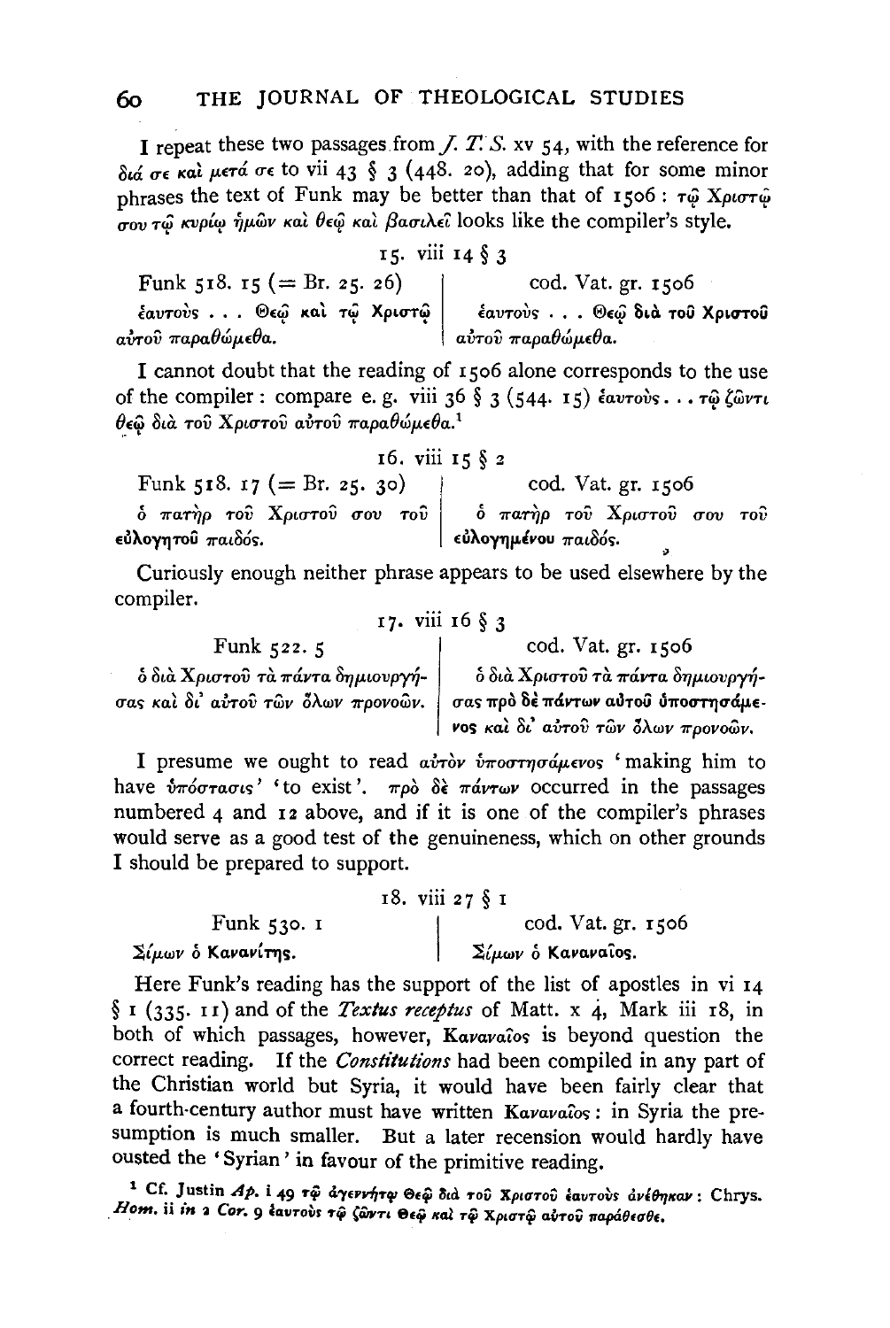I repeat these two passages from *J. T. S.* xv 54, with the reference for διά σε καὶ μετά σε to vii 43 § 3 (448. 20), adding that for some minor phrases the text of Funk may be better than that of 1506: τῷ Χριστῷ σου τῷ κυρίῳ ἡμῶν καὶ θεῷ καὶ βασιλεῖ looks like the compiler's style.

15. viii 14 § 3

| Funk 518. 15 (= Br. 25. 26) | cod. Vat. gr. 1506 |
|---|---|
| ἑαυτοὺς . . . Θεῷ **καὶ τῷ Χριστῷ** αὐτοῦ παραθώμεθα. | ἑαυτοὺς . . . Θεῷ **διὰ τοῦ Χριστοῦ** αὐτοῦ παραθώμεθα. |

I cannot doubt that the reading of 1506 alone corresponds to the use of the compiler: compare e. g. viii 36 § 3 (544. 15) ἑαυτοὺς . . . τῷ ζῶντι θεῷ διὰ τοῦ Χριστοῦ αὐτοῦ παραθώμεθα.[1]

16. viii 15 § 2

| Funk 518. 17 (= Br. 25. 30) | cod. Vat. gr. 1506 |
|---|---|
| ὁ πατὴρ τοῦ Χριστοῦ σου τοῦ **εὐλογητοῦ** παιδός. | ὁ πατὴρ τοῦ Χριστοῦ σου τοῦ **εὐλογημένου** παιδός. |

Curiously enough neither phrase appears to be used elsewhere by the compiler.

17. viii 16 § 3

| Funk 522. 5 | cod. Vat. gr. 1506 |
|---|---|
| ὁ διὰ Χριστοῦ τὰ πάντα δημιουργήσας καὶ δι' αὐτοῦ τῶν ὅλων προνοῶν. | ὁ διὰ Χριστοῦ τὰ πάντα δημιουργήσας **πρὸ δὲ πάντων αὐτοῦ ὑποστησάμενος** καὶ δι' αὐτοῦ τῶν ὅλων προνοῶν. |

I presume we ought to read αὐτὸν ὑποστησάμενος 'making him to have ὑπόστασις' 'to exist'. πρὸ δὲ πάντων occurred in the passages numbered 4 and 12 above, and if it is one of the compiler's phrases would serve as a good test of the genuineness, which on other grounds I should be prepared to support.

18. viii 27 § 1

| Funk 530. 1 | cod. Vat. gr. 1506 |
|---|---|
| Σίμων ὁ **Κανανίτης**. | Σίμων ὁ **Καναναῖος**. |

Here Funk's reading has the support of the list of apostles in vi 14 § 1 (335. 11) and of the *Textus receptus* of Matt. x 4, Mark iii 18, in both of which passages, however, Καναναῖος is beyond question the correct reading. If the *Constitutions* had been compiled in any part of the Christian world but Syria, it would have been fairly clear that a fourth-century author must have written Καναναῖος: in Syria the presumption is much smaller. But a later recension would hardly have ousted the 'Syrian' in favour of the primitive reading.

[1] Cf. Justin *Ap.* i 49 τῷ ἀγεννήτῳ Θεῷ διὰ τοῦ Χριστοῦ ἑαυτοὺς ἀνέθηκαν: Chrys. *Hom.* ii *in* 2 *Cor.* 9 ἑαυτοὺς τῷ ζῶντι Θεῷ καὶ τῷ Χριστῷ αὐτοῦ παράθεσθε.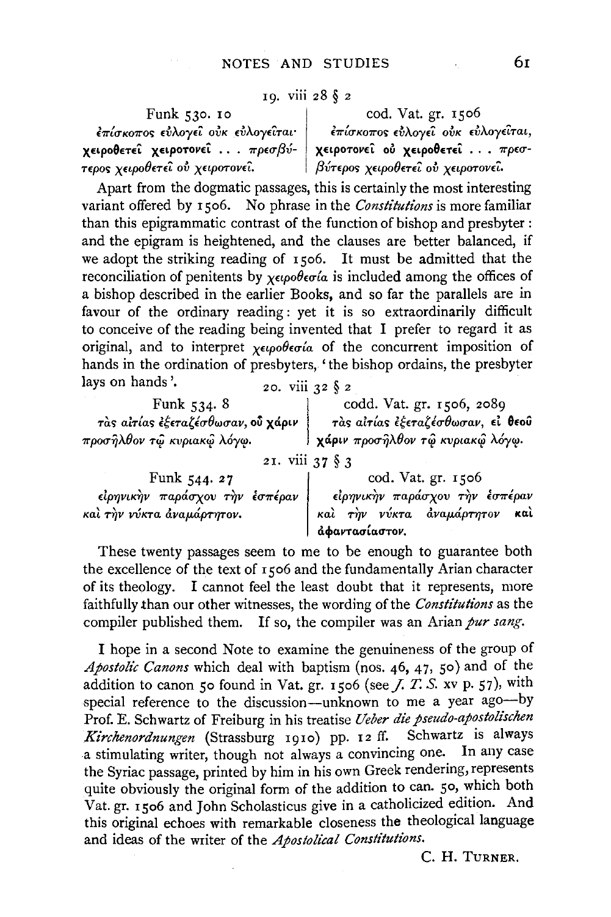19. viii 28 § 2

| Funk 530. 10 | cod. Vat. gr. 1506 |
| --- | --- |
| ἐπίσκοπος εὐλογεῖ οὐκ εὐλογεῖται· **χειροθετεῖ χειροτονεῖ** . . . πρεσβύτερος χειροθετεῖ οὐ χειροτονεῖ. | ἐπίσκοπος εὐλογεῖ οὐκ εὐλογεῖται, **χειροτονεῖ οὐ χειροθετεῖ** . . . πρεσβύτερος χειροθετεῖ οὐ χειροτονεῖ. |

Apart from the dogmatic passages, this is certainly the most interesting variant offered by 1506. No phrase in the *Constitutions* is more familiar than this epigrammatic contrast of the function of bishop and presbyter: and the epigram is heightened, and the clauses are better balanced, if we adopt the striking reading of 1506. It must be admitted that the reconciliation of penitents by χειροθεσία is included among the offices of a bishop described in the earlier Books, and so far the parallels are in favour of the ordinary reading: yet it is so extraordinarily difficult to conceive of the reading being invented that I prefer to regard it as original, and to interpret χειροθεσία of the concurrent imposition of hands in the ordination of presbyters, 'the bishop ordains, the presbyter lays on hands'.

20. viii 32 § 2

| Funk 534. 8 | codd. Vat. gr. 1506, 2089 |
| --- | --- |
| τὰς αἰτίας ἐξεταζέσθωσαν, **οὗ χάριν** προσῆλθον τῷ κυριακῷ λόγῳ. | τὰς αἰτίας ἐξεταζέσθωσαν, **εἰ θεοῦ** χάριν προσῆλθον τῷ κυριακῷ λόγῳ. |

21. viii 37 § 3

| Funk 544. 27 | cod. Vat. gr. 1506 |
| --- | --- |
| εἰρηνικὴν παράσχου τὴν ἑσπέραν καὶ τὴν νύκτα ἀναμάρτητον. | εἰρηνικὴν παράσχου τὴν ἑσπέραν καὶ τὴν νύκτα ἀναμάρτητον **καὶ ἀφαντασίαστον**. |

These twenty passages seem to me to be enough to guarantee both the excellence of the text of 1506 and the fundamentally Arian character of its theology. I cannot feel the least doubt that it represents, more faithfully than our other witnesses, the wording of the *Constitutions* as the compiler published them. If so, the compiler was an Arian *pur sang*.

I hope in a second Note to examine the genuineness of the group of *Apostolic Canons* which deal with baptism (nos. 46, 47, 50) and of the addition to canon 50 found in Vat. gr. 1506 (see *J. T. S.* xv p. 57), with special reference to the discussion—unknown to me a year ago—by Prof. E. Schwartz of Freiburg in his treatise *Ueber die pseudo-apostolischen Kirchenordnungen* (Strassburg 1910) pp. 12 ff. Schwartz is always a stimulating writer, though not always a convincing one. In any case the Syriac passage, printed by him in his own Greek rendering, represents quite obviously the original form of the addition to can. 50, which both Vat. gr. 1506 and John Scholasticus give in a catholicized edition. And this original echoes with remarkable closeness the theological language and ideas of the writer of the *Apostolical Constitutions*.

C. H. TURNER.